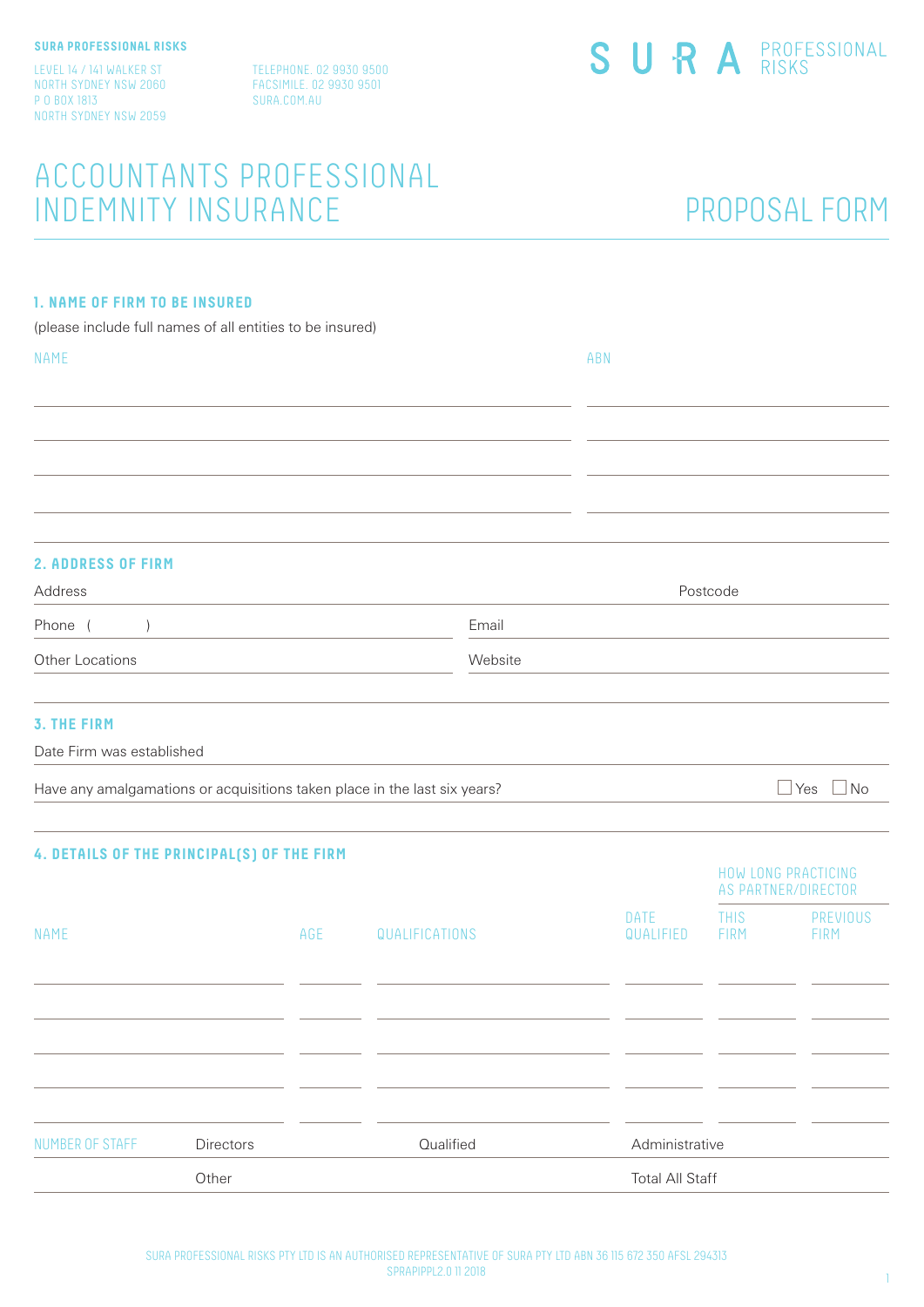**SURA PROFESSIONAL RISKS**

LEVEL 14 / 141 WALKER ST
NORTH SYDNEY NSW 2060
P O BOX 1813
NORTH SYDNEY NSW 2059

TELEPHONE. 02 9930 9500
FACSIMILE. 02 9930 9501
SURA.COM.AU

SURA PROFESSIONAL RISKS

# ACCOUNTANTS PROFESSIONAL INDEMNITY INSURANCE

# PROPOSAL FORM

## 1. NAME OF FIRM TO BE INSURED

(please include full names of all entities to be insured)

| NAME | ABN |
|---|---|
| | |
| | |
| | |
| | |

## 2. ADDRESS OF FIRM

Address Postcode

Phone ( ) Email

Other Locations Website

## 3. THE FIRM

Date Firm was established

Have any amalgamations or acquisitions taken place in the last six years? ☐ Yes ☐ No

## 4. DETAILS OF THE PRINCIPAL(S) OF THE FIRM

| NAME | AGE | QUALIFICATIONS | DATE QUALIFIED | HOW LONG PRACTICING AS PARTNER/DIRECTOR | |
|---|---|---|---|---|---|
| | | | | THIS FIRM | PREVIOUS FIRM |
| | | | | | |
| | | | | | |
| | | | | | |
| | | | | | |
| | | | | | |

NUMBER OF STAFF

Directors Qualified Administrative

Other Total All Staff

SURA PROFESSIONAL RISKS PTY LTD IS AN AUTHORISED REPRESENTATIVE OF SURA PTY LTD ABN 36 115 672 350 AFSL 294313
SPRAPIPPL2.0 11 2018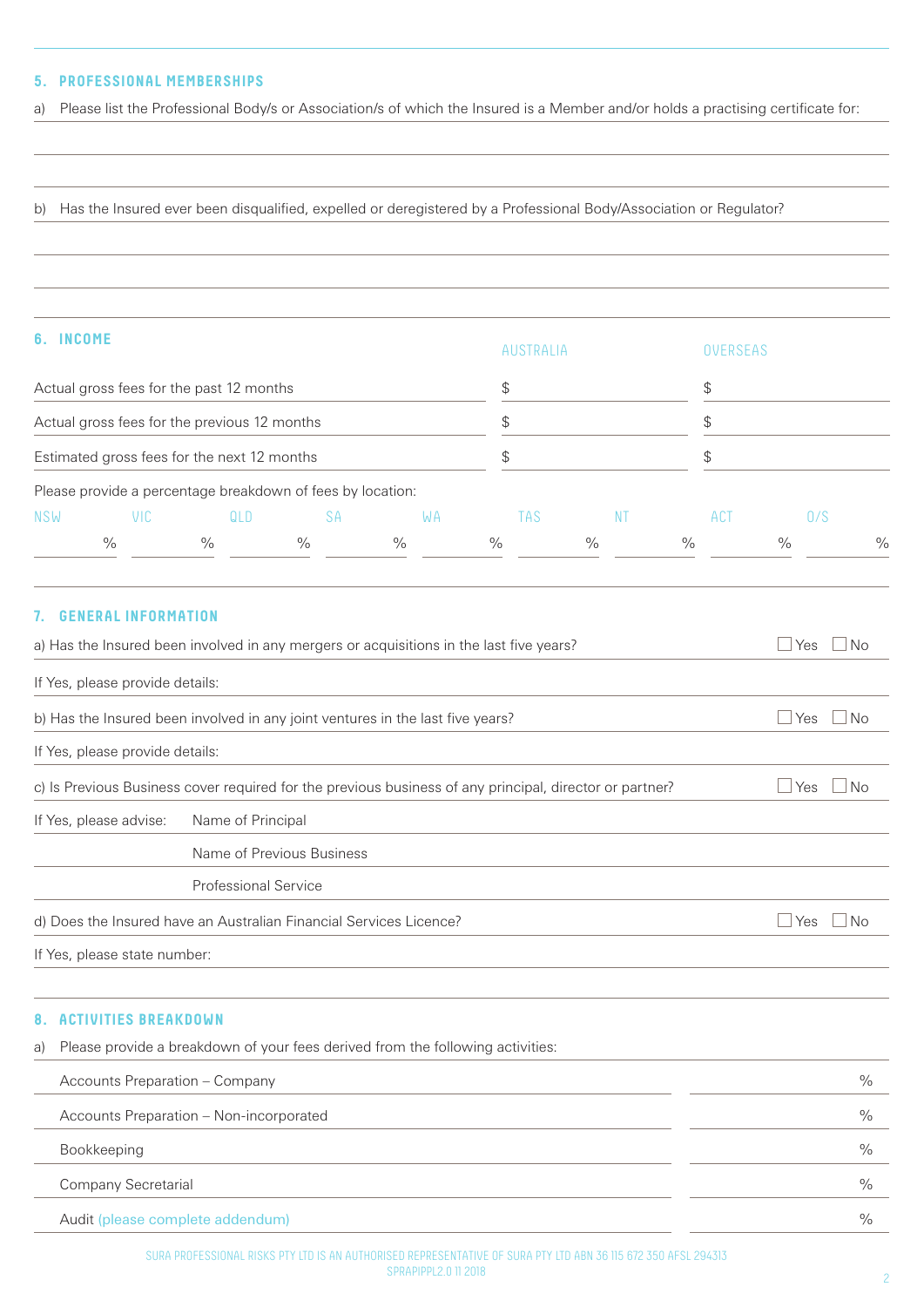## 5. PROFESSIONAL MEMBERSHIPS

a) Please list the Professional Body/s or Association/s of which the Insured is a Member and/or holds a practising certificate for:

b) Has the Insured ever been disqualified, expelled or deregistered by a Professional Body/Association or Regulator?

## 6. INCOME

| | AUSTRALIA | OVERSEAS |
|---|---|---|
| Actual gross fees for the past 12 months | $ | $ |
| Actual gross fees for the previous 12 months | $ | $ |
| Estimated gross fees for the next 12 months | $ | $ |

Please provide a percentage breakdown of fees by location:

| NSW | VIC | QLD | SA | WA | TAS | NT | ACT | O/S |
|---|---|---|---|---|---|---|---|---|
| % | % | % | % | % | % | % | % | % |

## 7. GENERAL INFORMATION

a) Has the Insured been involved in any mergers or acquisitions in the last five years? ☐ Yes ☐ No

If Yes, please provide details:

b) Has the Insured been involved in any joint ventures in the last five years? ☐ Yes ☐ No

If Yes, please provide details:

c) Is Previous Business cover required for the previous business of any principal, director or partner? ☐ Yes ☐ No

If Yes, please advise: Name of Principal

Name of Previous Business

Professional Service

d) Does the Insured have an Australian Financial Services Licence? ☐ Yes ☐ No

If Yes, please state number:

## 8. ACTIVITIES BREAKDOWN

a) Please provide a breakdown of your fees derived from the following activities:

| Activity | % |
|---|---|
| Accounts Preparation – Company | % |
| Accounts Preparation – Non-incorporated | % |
| Bookkeeping | % |
| Company Secretarial | % |
| Audit (please complete addendum) | % |

SURA PROFESSIONAL RISKS PTY LTD IS AN AUTHORISED REPRESENTATIVE OF SURA PTY LTD ABN 36 115 672 350 AFSL 294313
SPRAPIPPL2.0 11 2018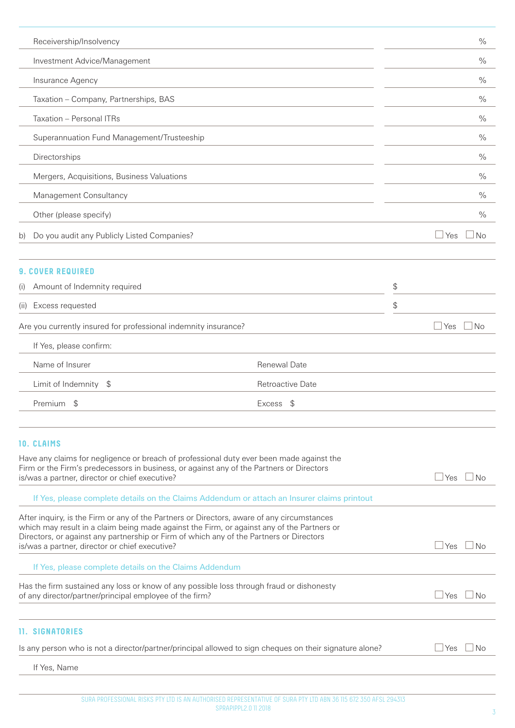| | |
|---|---|
| Receivership/Insolvency | % |
| Investment Advice/Management | % |
| Insurance Agency | % |
| Taxation – Company, Partnerships, BAS | % |
| Taxation – Personal ITRs | % |
| Superannuation Fund Management/Trusteeship | % |
| Directorships | % |
| Mergers, Acquisitions, Business Valuations | % |
| Management Consultancy | % |
| Other (please specify) | % |

b) Do you audit any Publicly Listed Companies? ☐ Yes ☐ No

## 9. COVER REQUIRED

(i) Amount of Indemnity required $

(ii) Excess requested $

Are you currently insured for professional indemnity insurance? ☐ Yes ☐ No

If Yes, please confirm:

| | |
|---|---|
| Name of Insurer | Renewal Date |
| Limit of Indemnity $ | Retroactive Date |
| Premium $ | Excess $ |

## 10. CLAIMS

Have any claims for negligence or breach of professional duty ever been made against the Firm or the Firm's predecessors in business, or against any of the Partners or Directors is/was a partner, director or chief executive? ☐ Yes ☐ No

If Yes, please complete details on the Claims Addendum or attach an Insurer claims printout

After inquiry, is the Firm or any of the Partners or Directors, aware of any circumstances which may result in a claim being made against the Firm, or against any of the Partners or Directors, or against any partnership or Firm of which any of the Partners or Directors is/was a partner, director or chief executive? ☐ Yes ☐ No

If Yes, please complete details on the Claims Addendum

Has the firm sustained any loss or know of any possible loss through fraud or dishonesty of any director/partner/principal employee of the firm? ☐ Yes ☐ No

## 11. SIGNATORIES

Is any person who is not a director/partner/principal allowed to sign cheques on their signature alone? ☐ Yes ☐ No

If Yes, Name

SURA PROFESSIONAL RISKS PTY LTD IS AN AUTHORISED REPRESENTATIVE OF SURA PTY LTD ABN 36 115 672 350 AFSL 294313
SPRAPIPPL2.0 11 2018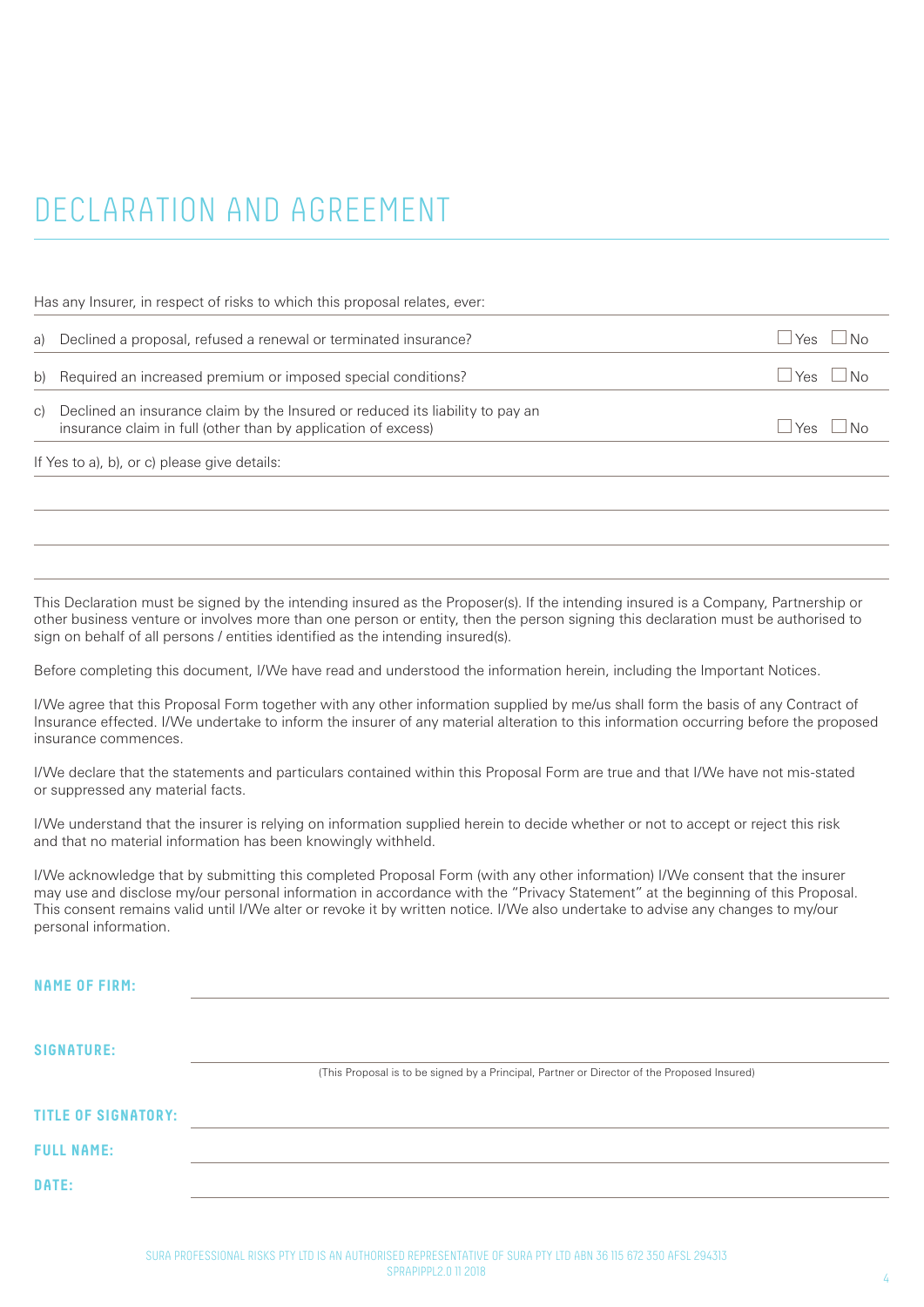# DECLARATION AND AGREEMENT

Has any Insurer, in respect of risks to which this proposal relates, ever:

| | | |
|---|---|---|
| a) | Declined a proposal, refused a renewal or terminated insurance? | ☐ Yes ☐ No |
| b) | Required an increased premium or imposed special conditions? | ☐ Yes ☐ No |
| c) | Declined an insurance claim by the Insured or reduced its liability to pay an insurance claim in full (other than by application of excess) | ☐ Yes ☐ No |

If Yes to a), b), or c) please give details:

This Declaration must be signed by the intending insured as the Proposer(s). If the intending insured is a Company, Partnership or other business venture or involves more than one person or entity, then the person signing this declaration must be authorised to sign on behalf of all persons / entities identified as the intending insured(s).

Before completing this document, I/We have read and understood the information herein, including the Important Notices.

I/We agree that this Proposal Form together with any other information supplied by me/us shall form the basis of any Contract of Insurance effected. I/We undertake to inform the insurer of any material alteration to this information occurring before the proposed insurance commences.

I/We declare that the statements and particulars contained within this Proposal Form are true and that I/We have not mis-stated or suppressed any material facts.

I/We understand that the insurer is relying on information supplied herein to decide whether or not to accept or reject this risk and that no material information has been knowingly withheld.

I/We acknowledge that by submitting this completed Proposal Form (with any other information) I/We consent that the insurer may use and disclose my/our personal information in accordance with the "Privacy Statement" at the beginning of this Proposal. This consent remains valid until I/We alter or revoke it by written notice. I/We also undertake to advise any changes to my/our personal information.

**NAME OF FIRM:**

**SIGNATURE:**

(This Proposal is to be signed by a Principal, Partner or Director of the Proposed Insured)

**TITLE OF SIGNATORY:**

**FULL NAME:**

**DATE:**

SURA PROFESSIONAL RISKS PTY LTD IS AN AUTHORISED REPRESENTATIVE OF SURA PTY LTD ABN 36 115 672 350 AFSL 294313
SPRAPIPPL2.0 11 2018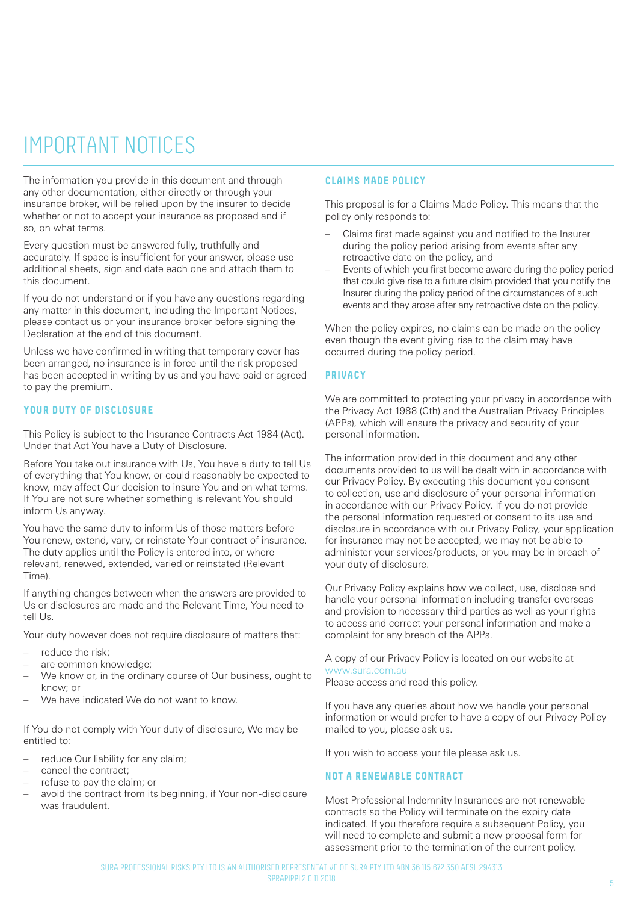# IMPORTANT NOTICES

The information you provide in this document and through any other documentation, either directly or through your insurance broker, will be relied upon by the insurer to decide whether or not to accept your insurance as proposed and if so, on what terms.

Every question must be answered fully, truthfully and accurately. If space is insufficient for your answer, please use additional sheets, sign and date each one and attach them to this document.

If you do not understand or if you have any questions regarding any matter in this document, including the Important Notices, please contact us or your insurance broker before signing the Declaration at the end of this document.

Unless we have confirmed in writing that temporary cover has been arranged, no insurance is in force until the risk proposed has been accepted in writing by us and you have paid or agreed to pay the premium.

## YOUR DUTY OF DISCLOSURE

This Policy is subject to the Insurance Contracts Act 1984 (Act). Under that Act You have a Duty of Disclosure.

Before You take out insurance with Us, You have a duty to tell Us of everything that You know, or could reasonably be expected to know, may affect Our decision to insure You and on what terms. If You are not sure whether something is relevant You should inform Us anyway.

You have the same duty to inform Us of those matters before You renew, extend, vary, or reinstate Your contract of insurance. The duty applies until the Policy is entered into, or where relevant, renewed, extended, varied or reinstated (Relevant Time).

If anything changes between when the answers are provided to Us or disclosures are made and the Relevant Time, You need to tell Us.

Your duty however does not require disclosure of matters that:

- reduce the risk;
- are common knowledge;
- We know or, in the ordinary course of Our business, ought to know; or
- We have indicated We do not want to know.

If You do not comply with Your duty of disclosure, We may be entitled to:

- reduce Our liability for any claim;
- cancel the contract;
- refuse to pay the claim; or
- avoid the contract from its beginning, if Your non-disclosure was fraudulent.

## CLAIMS MADE POLICY

This proposal is for a Claims Made Policy. This means that the policy only responds to:

- Claims first made against you and notified to the Insurer during the policy period arising from events after any retroactive date on the policy, and
- Events of which you first become aware during the policy period that could give rise to a future claim provided that you notify the Insurer during the policy period of the circumstances of such events and they arose after any retroactive date on the policy.

When the policy expires, no claims can be made on the policy even though the event giving rise to the claim may have occurred during the policy period.

## PRIVACY

We are committed to protecting your privacy in accordance with the Privacy Act 1988 (Cth) and the Australian Privacy Principles (APPs), which will ensure the privacy and security of your personal information.

The information provided in this document and any other documents provided to us will be dealt with in accordance with our Privacy Policy. By executing this document you consent to collection, use and disclosure of your personal information in accordance with our Privacy Policy. If you do not provide the personal information requested or consent to its use and disclosure in accordance with our Privacy Policy, your application for insurance may not be accepted, we may not be able to administer your services/products, or you may be in breach of your duty of disclosure.

Our Privacy Policy explains how we collect, use, disclose and handle your personal information including transfer overseas and provision to necessary third parties as well as your rights to access and correct your personal information and make a complaint for any breach of the APPs.

A copy of our Privacy Policy is located on our website at www.sura.com.au
Please access and read this policy.

If you have any queries about how we handle your personal information or would prefer to have a copy of our Privacy Policy mailed to you, please ask us.

If you wish to access your file please ask us.

## NOT A RENEWABLE CONTRACT

Most Professional Indemnity Insurances are not renewable contracts so the Policy will terminate on the expiry date indicated. If you therefore require a subsequent Policy, you will need to complete and submit a new proposal form for assessment prior to the termination of the current policy.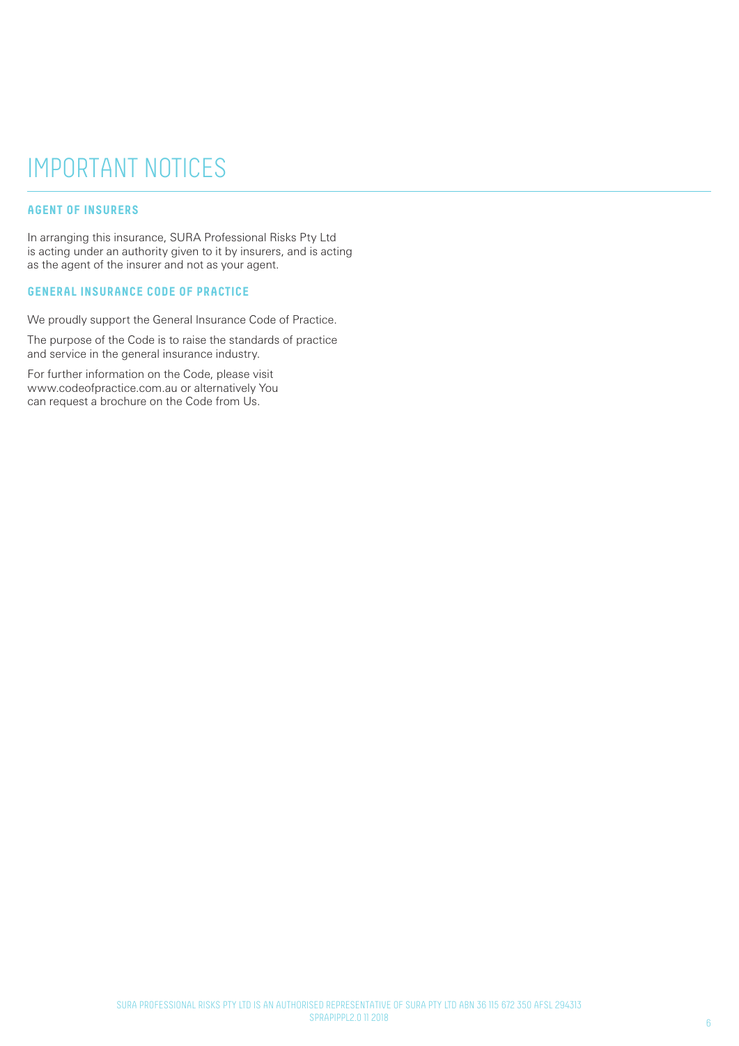# IMPORTANT NOTICES

### AGENT OF INSURERS

In arranging this insurance, SURA Professional Risks Pty Ltd is acting under an authority given to it by insurers, and is acting as the agent of the insurer and not as your agent.

### GENERAL INSURANCE CODE OF PRACTICE

We proudly support the General Insurance Code of Practice.

The purpose of the Code is to raise the standards of practice and service in the general insurance industry.

For further information on the Code, please visit www.codeofpractice.com.au or alternatively You can request a brochure on the Code from Us.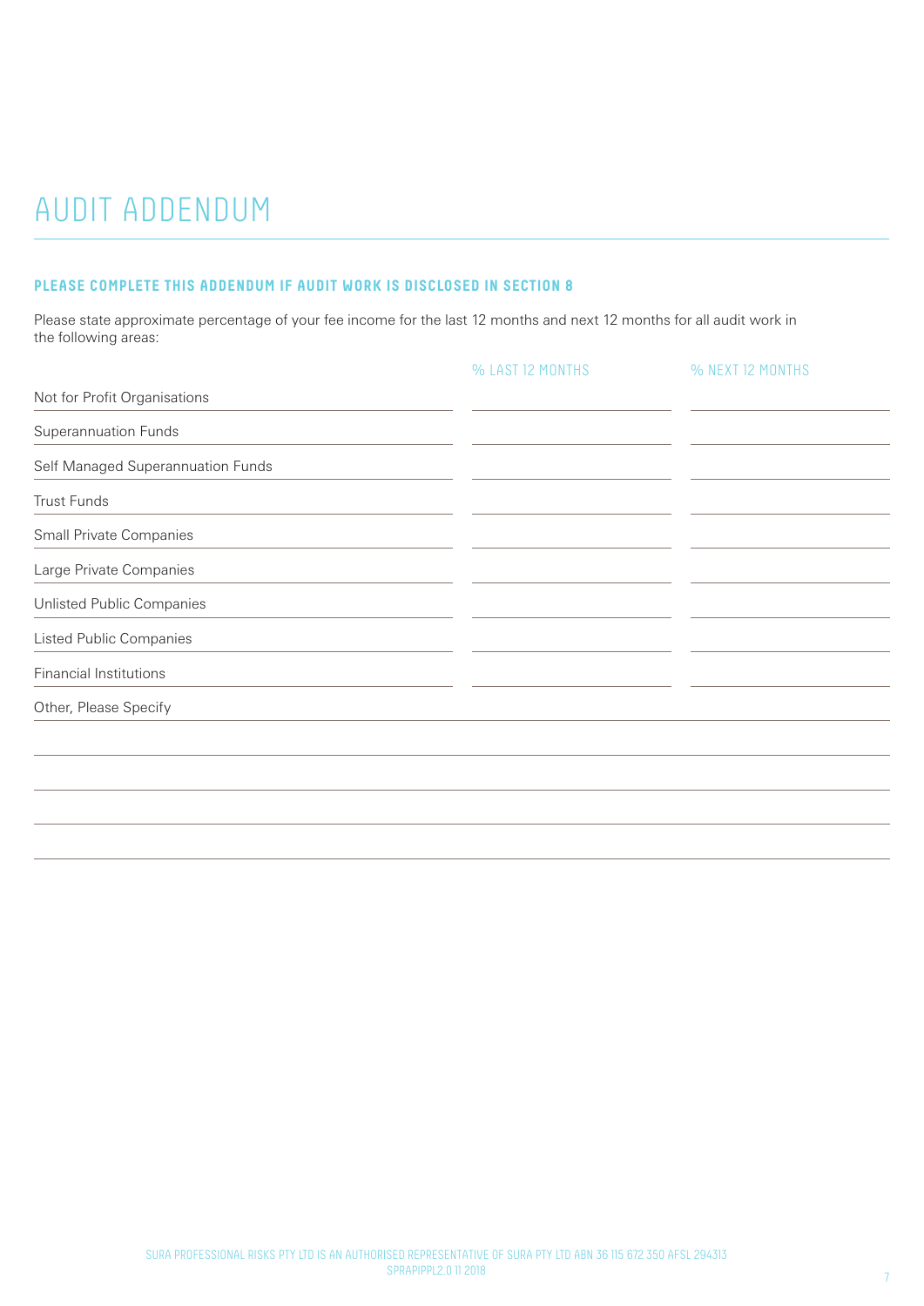# AUDIT ADDENDUM

**PLEASE COMPLETE THIS ADDENDUM IF AUDIT WORK IS DISCLOSED IN SECTION 8**

Please state approximate percentage of your fee income for the last 12 months and next 12 months for all audit work in the following areas:

| | % LAST 12 MONTHS | % NEXT 12 MONTHS |
|---|---|---|
| Not for Profit Organisations | | |
| Superannuation Funds | | |
| Self Managed Superannuation Funds | | |
| Trust Funds | | |
| Small Private Companies | | |
| Large Private Companies | | |
| Unlisted Public Companies | | |
| Listed Public Companies | | |
| Financial Institutions | | |

Other, Please Specify

SURA PROFESSIONAL RISKS PTY LTD IS AN AUTHORISED REPRESENTATIVE OF SURA PTY LTD ABN 36 115 672 350 AFSL 294313
SPRAPIPPL2.0 11 2018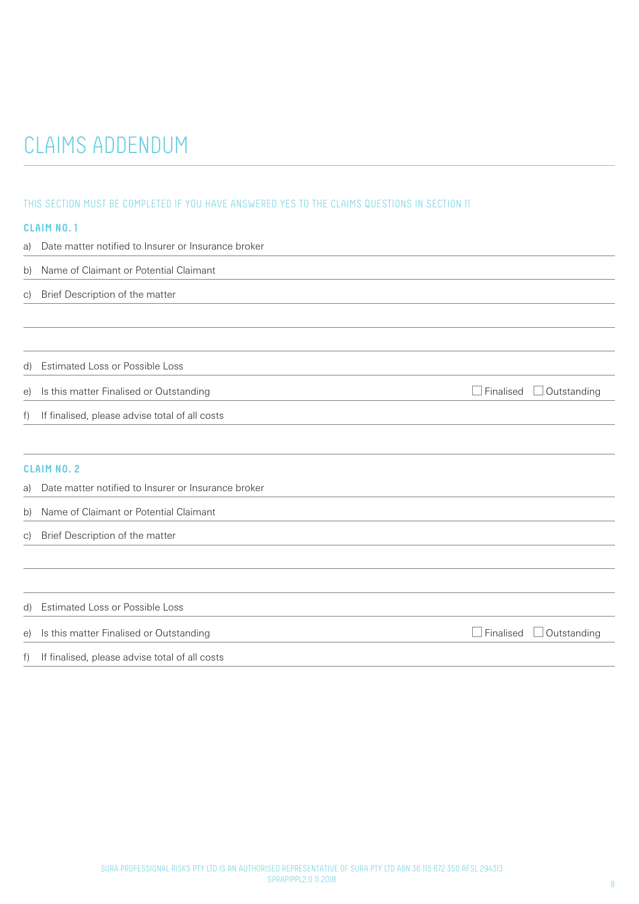# CLAIMS ADDENDUM

THIS SECTION MUST BE COMPLETED IF YOU HAVE ANSWERED YES TO THE CLAIMS QUESTIONS IN SECTION 11

**CLAIM NO. 1**

a) Date matter notified to Insurer or Insurance broker

b) Name of Claimant or Potential Claimant

c) Brief Description of the matter

d) Estimated Loss or Possible Loss

e) Is this matter Finalised or Outstanding ☐ Finalised ☐ Outstanding

f) If finalised, please advise total of all costs

**CLAIM NO. 2**

a) Date matter notified to Insurer or Insurance broker

b) Name of Claimant or Potential Claimant

c) Brief Description of the matter

d) Estimated Loss or Possible Loss

e) Is this matter Finalised or Outstanding ☐ Finalised ☐ Outstanding

f) If finalised, please advise total of all costs

SURA PROFESSIONAL RISKS PTY LTD IS AN AUTHORISED REPRESENTATIVE OF SURA PTY LTD ABN 36 115 672 350 AFSL 294313
SPRAPIPPL2.0 11 2018